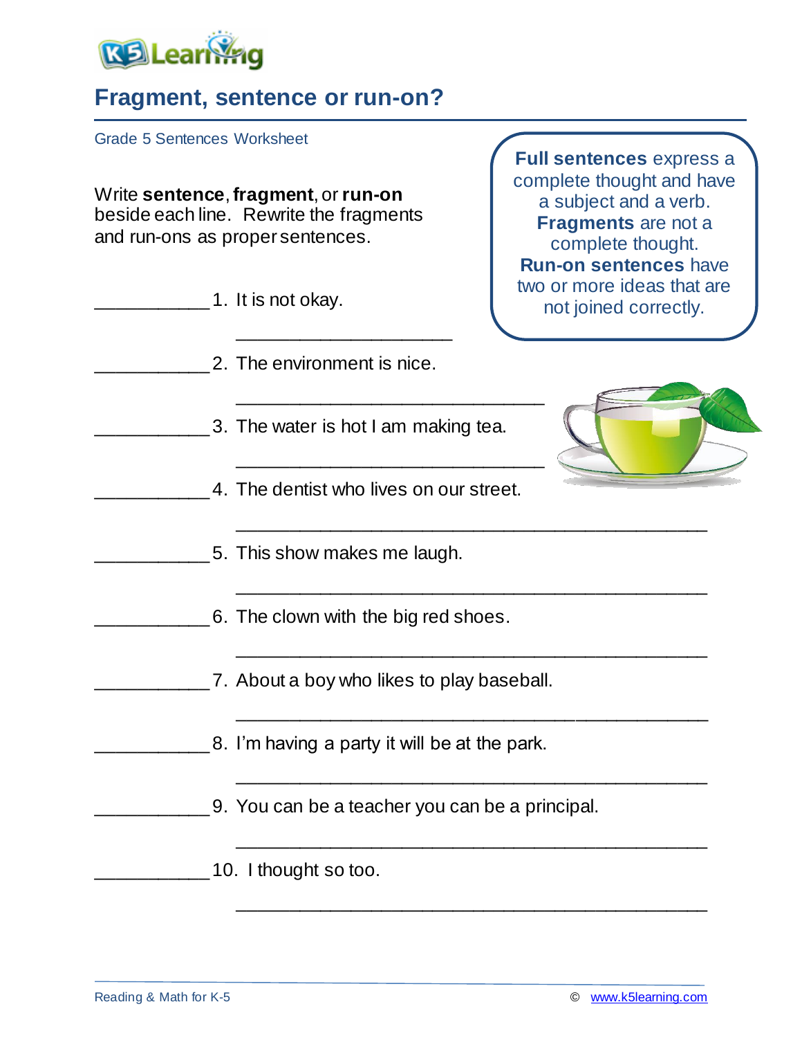# Fragment, sentence or run-on?

Grade 5 Sentences Worksheet

Write **sentence**, **fragment**, or **run-on** beside each line. Rewrite the fragments and run-ons as proper sentences.

> **Full sentences** express a complete thought and have a subject and a verb. **Fragments** are not a complete thought. **Run-on sentences** have two or more ideas that are not joined correctly.

___________ 1. It is not okay.

_____________________

___________ 2. The environment is nice.

_____________________

___________ 3. The water is hot I am making tea.

_____________________

___________ 4. The dentist who lives on our street.

_____________________

___________ 5. This show makes me laugh.

_____________________

___________ 6. The clown with the big red shoes.

_____________________

___________ 7. About a boy who likes to play baseball.

_____________________

___________ 8. I'm having a party it will be at the park.

_____________________

___________ 9. You can be a teacher you can be a principal.

_____________________

___________ 10. I thought so too.

_____________________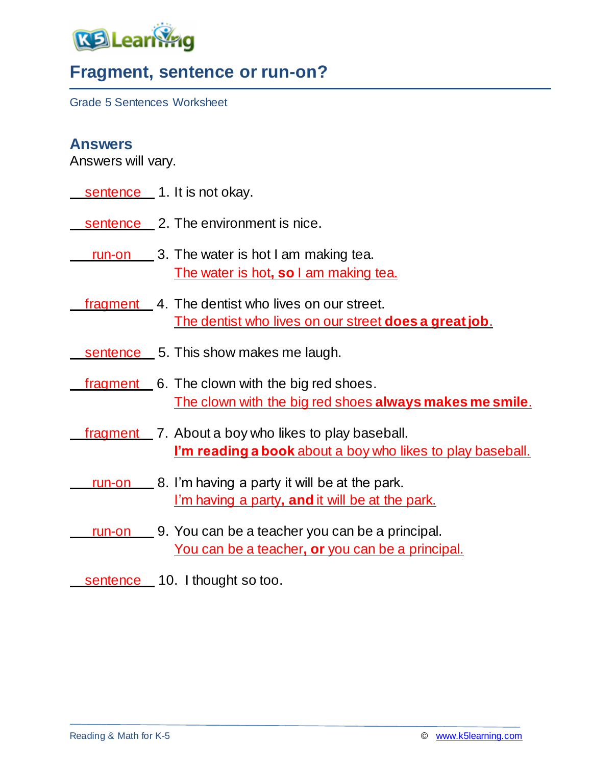# Fragment, sentence or run-on?

Grade 5 Sentences Worksheet

## Answers

Answers will vary.

sentence 1. It is not okay.

sentence 2. The environment is nice.

run-on 3. The water is hot I am making tea.
The water is hot**, so** I am making tea.

fragment 4. The dentist who lives on our street.
The dentist who lives on our street **does a great job**.

sentence 5. This show makes me laugh.

fragment 6. The clown with the big red shoes.
The clown with the big red shoes **always makes me smile**.

fragment 7. About a boy who likes to play baseball.
**I'm reading a book** about a boy who likes to play baseball.

run-on 8. I'm having a party it will be at the park.
I'm having a party**, and** it will be at the park.

run-on 9. You can be a teacher you can be a principal.
You can be a teacher**, or** you can be a principal.

sentence 10. I thought so too.